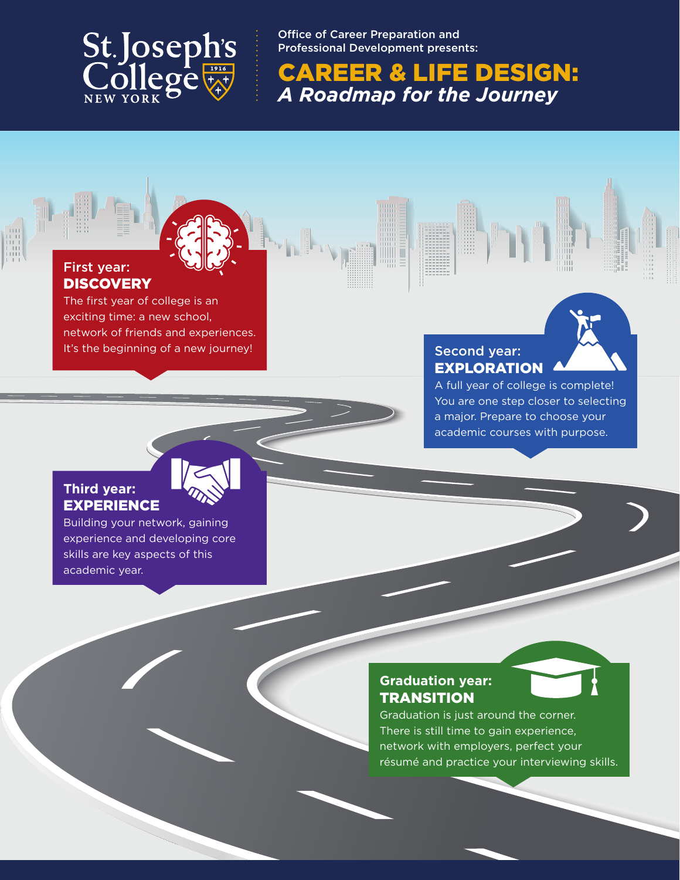St. Joseph's College NEW YORK

Office of Career Preparation and Professional Development presents:

# CAREER & LIFE DESIGN: *A Roadmap for the Journey*

## First year: **DISCOVERY**

The first year of college is an exciting time: a new school, network of friends and experiences. It's the beginning of a new journey!

## Second year: **EXPLORATION**

A full year of college is complete! You are one step closer to selecting a major. Prepare to choose your academic courses with purpose.

## Third year: **EXPERIENCE**

Building your network, gaining experience and developing core skills are key aspects of this academic year.

## Graduation year: **TRANSITION**

Graduation is just around the corner. There is still time to gain experience, network with employers, perfect your résumé and practice your interviewing skills.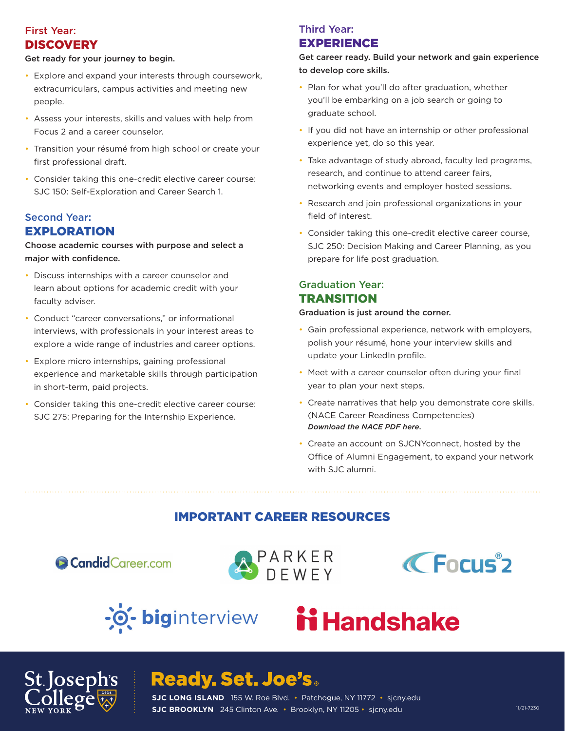## First Year: DISCOVERY

**Get ready for your journey to begin.**

- Explore and expand your interests through coursework, extracurriculars, campus activities and meeting new people.
- Assess your interests, skills and values with help from Focus 2 and a career counselor.
- Transition your résumé from high school or create your first professional draft.
- Consider taking this one-credit elective career course: SJC 150: Self-Exploration and Career Search 1.

## Second Year: EXPLORATION

**Choose academic courses with purpose and select a major with confidence.**

- Discuss internships with a career counselor and learn about options for academic credit with your faculty adviser.
- Conduct "career conversations," or informational interviews, with professionals in your interest areas to explore a wide range of industries and career options.
- Explore micro internships, gaining professional experience and marketable skills through participation in short-term, paid projects.
- Consider taking this one-credit elective career course: SJC 275: Preparing for the Internship Experience.

## Third Year: EXPERIENCE

**Get career ready. Build your network and gain experience to develop core skills.**

- Plan for what you'll do after graduation, whether you'll be embarking on a job search or going to graduate school.
- If you did not have an internship or other professional experience yet, do so this year.
- Take advantage of study abroad, faculty led programs, research, and continue to attend career fairs, networking events and employer hosted sessions.
- Research and join professional organizations in your field of interest.
- Consider taking this one-credit elective career course, SJC 250: Decision Making and Career Planning, as you prepare for life post graduation.

## Graduation Year: TRANSITION

**Graduation is just around the corner.**

- Gain professional experience, network with employers, polish your résumé, hone your interview skills and update your LinkedIn profile.
- Meet with a career counselor often during your final year to plan your next steps.
- Create narratives that help you demonstrate core skills. (NACE Career Readiness Competencies)
  ***Download the NACE PDF here.***
- Create an account on SJCNYconnect, hosted by the Office of Alumni Engagement, to expand your network with SJC alumni.

## IMPORTANT CAREER RESOURCES

CandidCareer.com

PARKER DEWEY

Focus 2

biginterview

Handshake

St. Joseph's College New York

**Ready. Set. Joe's.**

**SJC LONG ISLAND** 155 W. Roe Blvd. • Patchogue, NY 11772 • sjcny.edu
**SJC BROOKLYN** 245 Clinton Ave. • Brooklyn, NY 11205 • sjcny.edu

11/21-7230